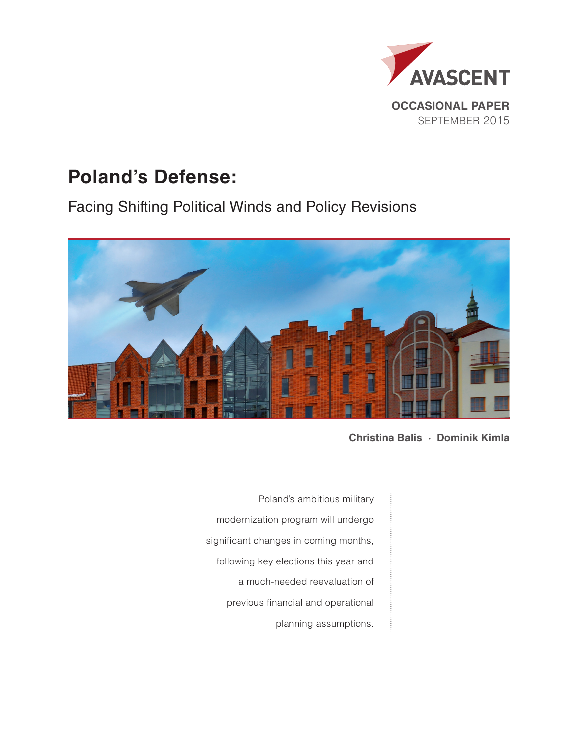AVASCENT

**OCCASIONAL PAPER**
SEPTEMBER 2015

# Poland's Defense:

## Facing Shifting Political Winds and Policy Revisions

**Christina Balis · Dominik Kimla**

Poland's ambitious military modernization program will undergo significant changes in coming months, following key elections this year and a much-needed reevaluation of previous financial and operational planning assumptions.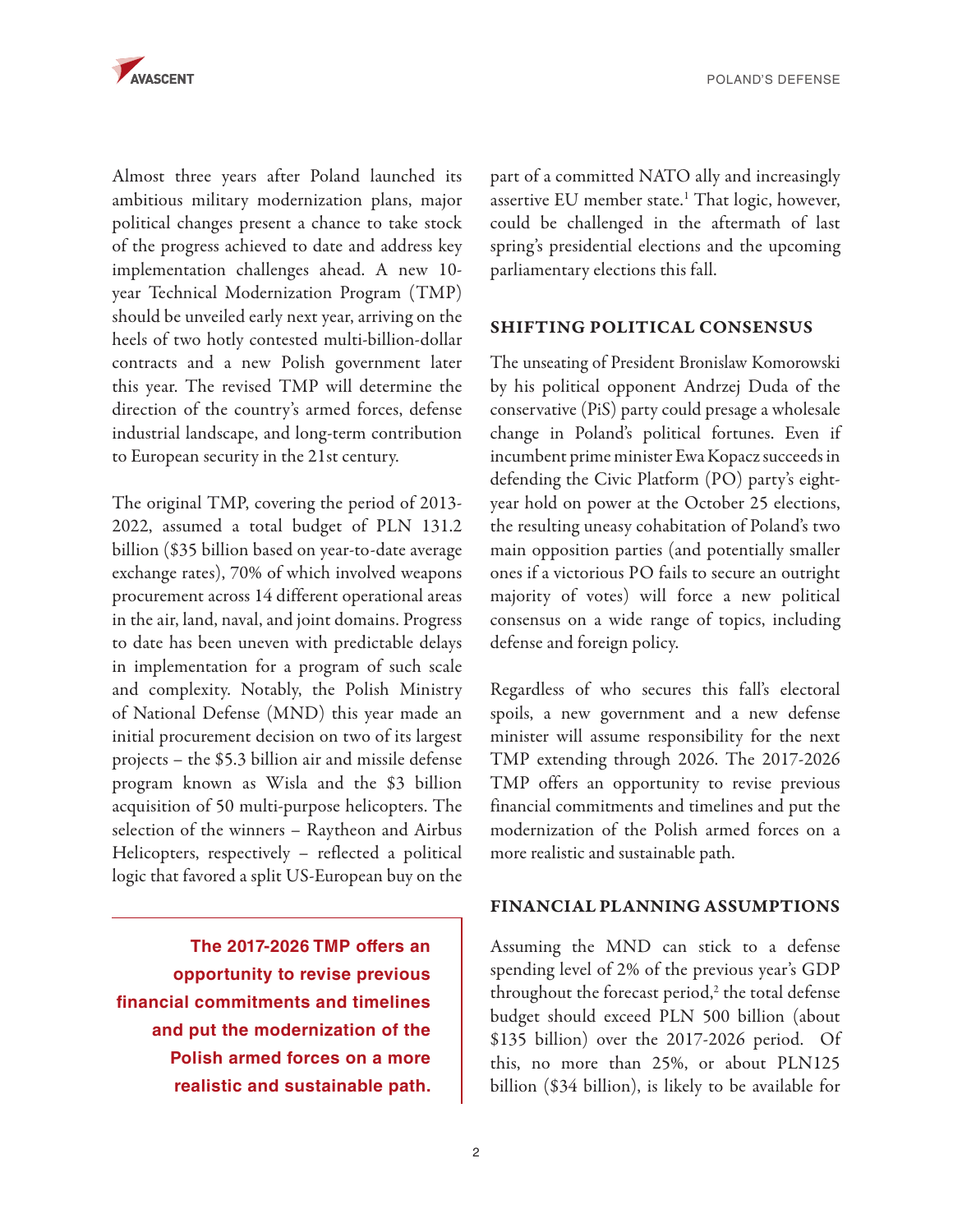Almost three years after Poland launched its ambitious military modernization plans, major political changes present a chance to take stock of the progress achieved to date and address key implementation challenges ahead. A new 10-year Technical Modernization Program (TMP) should be unveiled early next year, arriving on the heels of two hotly contested multi-billion-dollar contracts and a new Polish government later this year. The revised TMP will determine the direction of the country's armed forces, defense industrial landscape, and long-term contribution to European security in the 21st century.

The original TMP, covering the period of 2013-2022, assumed a total budget of PLN 131.2 billion ($35 billion based on year-to-date average exchange rates), 70% of which involved weapons procurement across 14 different operational areas in the air, land, naval, and joint domains. Progress to date has been uneven with predictable delays in implementation for a program of such scale and complexity. Notably, the Polish Ministry of National Defense (MND) this year made an initial procurement decision on two of its largest projects – the $5.3 billion air and missile defense program known as Wisla and the $3 billion acquisition of 50 multi-purpose helicopters. The selection of the winners – Raytheon and Airbus Helicopters, respectively – reflected a political logic that favored a split US-European buy on the part of a committed NATO ally and increasingly assertive EU member state.[1] That logic, however, could be challenged in the aftermath of last spring's presidential elections and the upcoming parliamentary elections this fall.

**The 2017-2026 TMP offers an opportunity to revise previous financial commitments and timelines and put the modernization of the Polish armed forces on a more realistic and sustainable path.**

## SHIFTING POLITICAL CONSENSUS

The unseating of President Bronislaw Komorowski by his political opponent Andrzej Duda of the conservative (PiS) party could presage a wholesale change in Poland's political fortunes. Even if incumbent prime minister Ewa Kopacz succeeds in defending the Civic Platform (PO) party's eight-year hold on power at the October 25 elections, the resulting uneasy cohabitation of Poland's two main opposition parties (and potentially smaller ones if a victorious PO fails to secure an outright majority of votes) will force a new political consensus on a wide range of topics, including defense and foreign policy.

Regardless of who secures this fall's electoral spoils, a new government and a new defense minister will assume responsibility for the next TMP extending through 2026. The 2017-2026 TMP offers an opportunity to revise previous financial commitments and timelines and put the modernization of the Polish armed forces on a more realistic and sustainable path.

## FINANCIAL PLANNING ASSUMPTIONS

Assuming the MND can stick to a defense spending level of 2% of the previous year's GDP throughout the forecast period,[2] the total defense budget should exceed PLN 500 billion (about $135 billion) over the 2017-2026 period. Of this, no more than 25%, or about PLN125 billion ($34 billion), is likely to be available for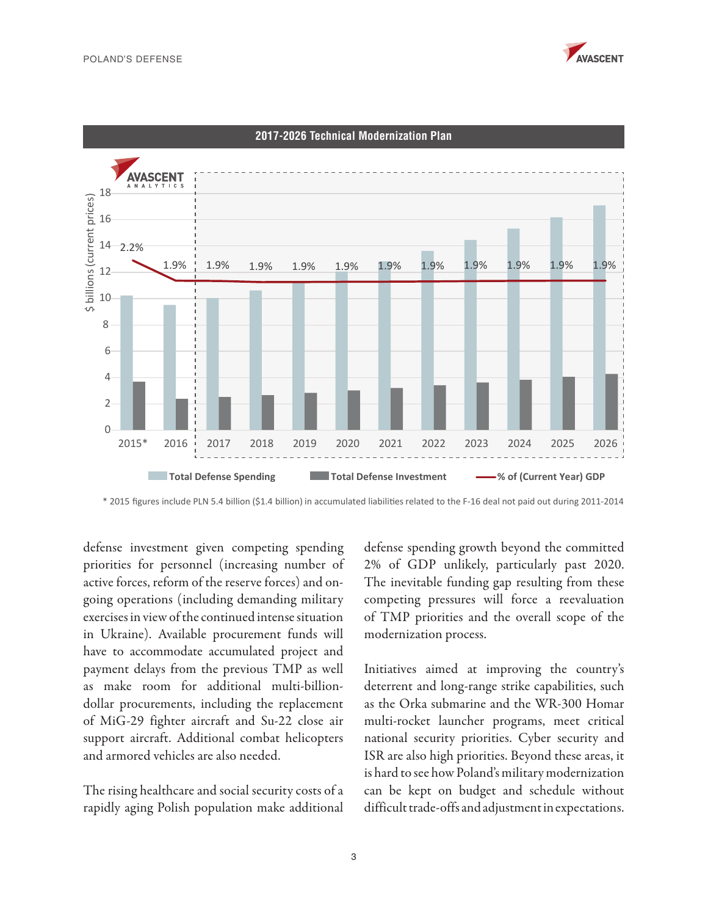**2017-2026 Technical Modernization Plan**

AVASCENT ANALYTICS

| Year | % of (Current Year) GDP |
|---|---|
| 2015* | 2.2% |
| 2016 | 1.9% |
| 2017 | 1.9% |
| 2018 | 1.9% |
| 2019 | 1.9% |
| 2020 | 1.9% |
| 2021 | 1.9% |
| 2022 | 1.9% |
| 2023 | 1.9% |
| 2024 | 1.9% |
| 2025 | 1.9% |
| 2026 | 1.9% |

$ billions (current prices)

Total Defense Spending · Total Defense Investment · % of (Current Year) GDP

\* 2015 figures include PLN 5.4 billion ($1.4 billion) in accumulated liabilities related to the F-16 deal not paid out during 2011-2014

defense investment given competing spending priorities for personnel (increasing number of active forces, reform of the reserve forces) and on-going operations (including demanding military exercises in view of the continued intense situation in Ukraine). Available procurement funds will have to accommodate accumulated project and payment delays from the previous TMP as well as make room for additional multi-billion-dollar procurements, including the replacement of MiG-29 fighter aircraft and Su-22 close air support aircraft. Additional combat helicopters and armored vehicles are also needed.

The rising healthcare and social security costs of a rapidly aging Polish population make additional defense spending growth beyond the committed 2% of GDP unlikely, particularly past 2020. The inevitable funding gap resulting from these competing pressures will force a reevaluation of TMP priorities and the overall scope of the modernization process.

Initiatives aimed at improving the country's deterrent and long-range strike capabilities, such as the Orka submarine and the WR-300 Homar multi-rocket launcher programs, meet critical national security priorities. Cyber security and ISR are also high priorities. Beyond these areas, it is hard to see how Poland's military modernization can be kept on budget and schedule without difficult trade-offs and adjustment in expectations.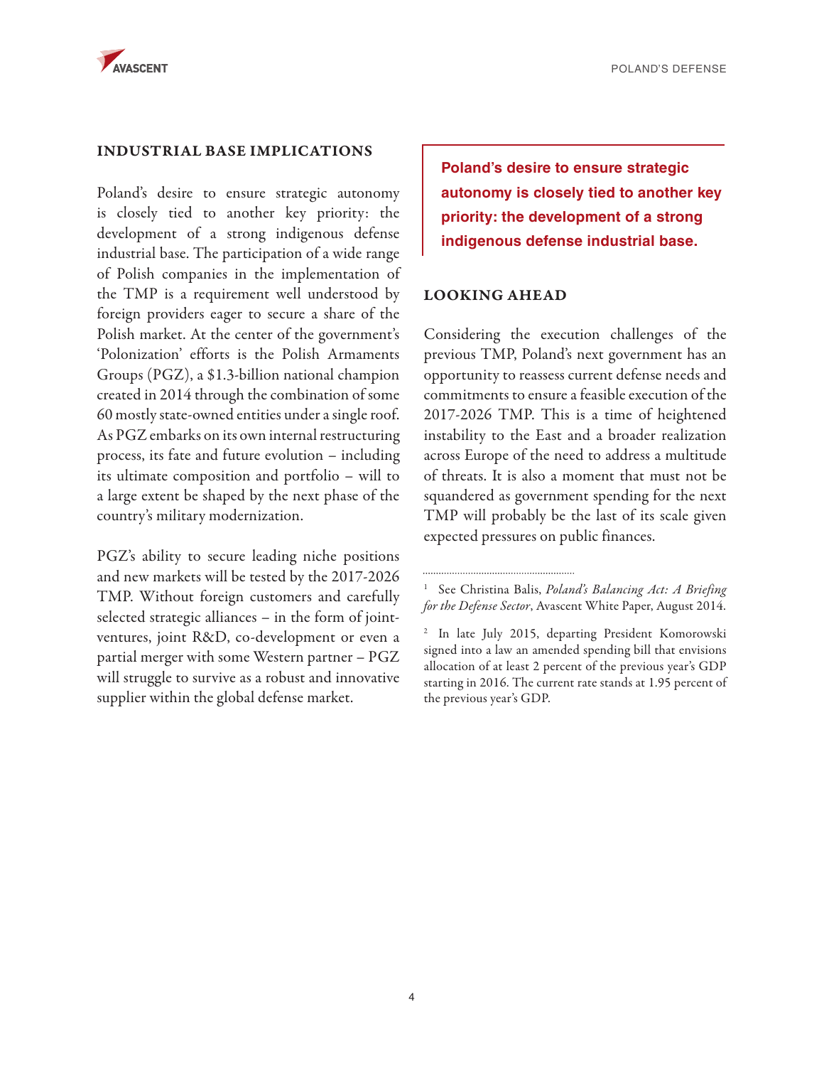## INDUSTRIAL BASE IMPLICATIONS

Poland's desire to ensure strategic autonomy is closely tied to another key priority: the development of a strong indigenous defense industrial base. The participation of a wide range of Polish companies in the implementation of the TMP is a requirement well understood by foreign providers eager to secure a share of the Polish market. At the center of the government's 'Polonization' efforts is the Polish Armaments Groups (PGZ), a $1.3-billion national champion created in 2014 through the combination of some 60 mostly state-owned entities under a single roof. As PGZ embarks on its own internal restructuring process, its fate and future evolution – including its ultimate composition and portfolio – will to a large extent be shaped by the next phase of the country's military modernization.

PGZ's ability to secure leading niche positions and new markets will be tested by the 2017-2026 TMP. Without foreign customers and carefully selected strategic alliances – in the form of joint-ventures, joint R&D, co-development or even a partial merger with some Western partner – PGZ will struggle to survive as a robust and innovative supplier within the global defense market.

**Poland's desire to ensure strategic autonomy is closely tied to another key priority: the development of a strong indigenous defense industrial base.**

## LOOKING AHEAD

Considering the execution challenges of the previous TMP, Poland's next government has an opportunity to reassess current defense needs and commitments to ensure a feasible execution of the 2017-2026 TMP. This is a time of heightened instability to the East and a broader realization across Europe of the need to address a multitude of threats. It is also a moment that must not be squandered as government spending for the next TMP will probably be the last of its scale given expected pressures on public finances.

---

[1] See Christina Balis, *Poland's Balancing Act: A Briefing for the Defense Sector*, Avascent White Paper, August 2014.

[2] In late July 2015, departing President Komorowski signed into a law an amended spending bill that envisions allocation of at least 2 percent of the previous year's GDP starting in 2016. The current rate stands at 1.95 percent of the previous year's GDP.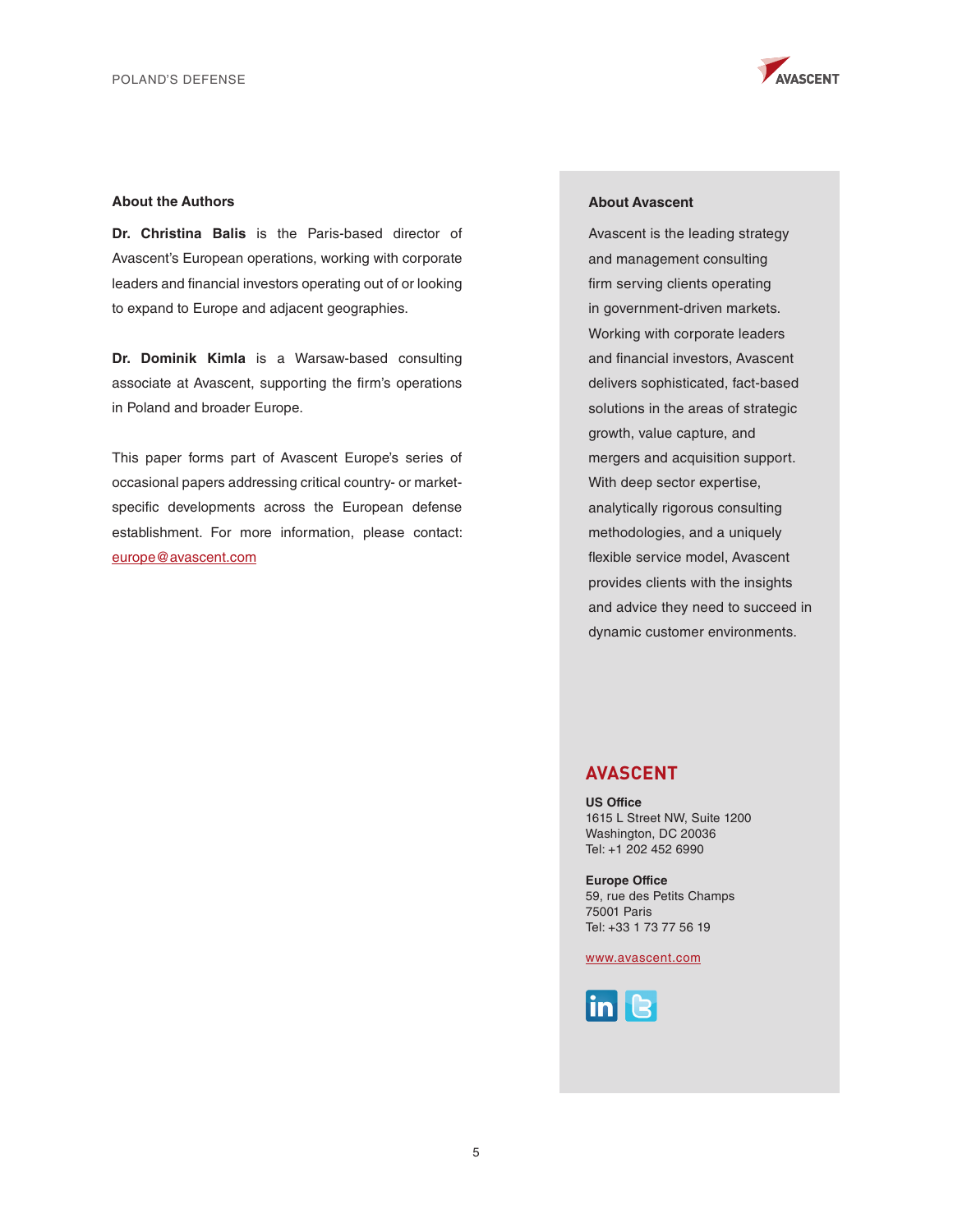## About the Authors

**Dr. Christina Balis** is the Paris-based director of Avascent's European operations, working with corporate leaders and financial investors operating out of or looking to expand to Europe and adjacent geographies.

**Dr. Dominik Kimla** is a Warsaw-based consulting associate at Avascent, supporting the firm's operations in Poland and broader Europe.

This paper forms part of Avascent Europe's series of occasional papers addressing critical country- or market-specific developments across the European defense establishment. For more information, please contact: europe@avascent.com

## About Avascent

Avascent is the leading strategy and management consulting firm serving clients operating in government-driven markets. Working with corporate leaders and financial investors, Avascent delivers sophisticated, fact-based solutions in the areas of strategic growth, value capture, and mergers and acquisition support. With deep sector expertise, analytically rigorous consulting methodologies, and a uniquely flexible service model, Avascent provides clients with the insights and advice they need to succeed in dynamic customer environments.

**AVASCENT**

**US Office**
1615 L Street NW, Suite 1200
Washington, DC 20036
Tel: +1 202 452 6990

**Europe Office**
59, rue des Petits Champs
75001 Paris
Tel: +33 1 73 77 56 19

www.avascent.com